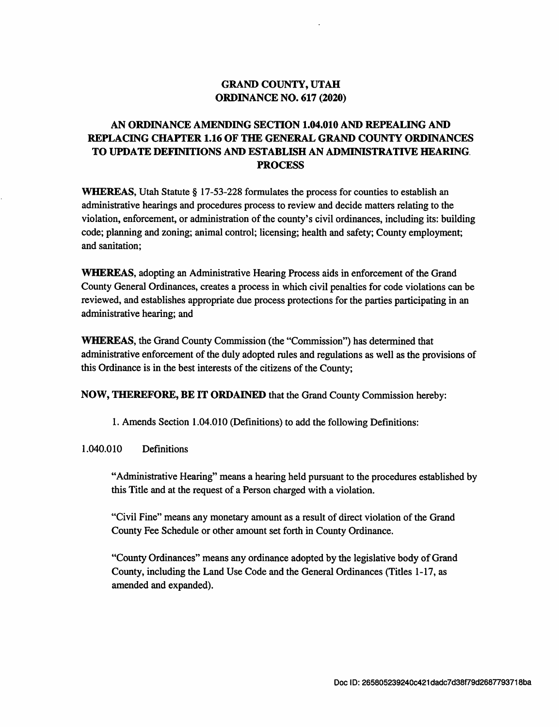# GRAND COUNTY, UTAH
# ORDINANCE NO. 617 (2020)

## AN ORDINANCE AMENDING SECTION 1.04.010 AND REPEALING AND REPLACING CHAPTER 1.16 OF THE GENERAL GRAND COUNTY ORDINANCES TO UPDATE DEFINITIONS AND ESTABLISH AN ADMINISTRATIVE HEARING PROCESS

**WHEREAS**, Utah Statute § 17-53-228 formulates the process for counties to establish an administrative hearings and procedures process to review and decide matters relating to the violation, enforcement, or administration of the county's civil ordinances, including its: building code; planning and zoning; animal control; licensing; health and safety; County employment; and sanitation;

**WHEREAS**, adopting an Administrative Hearing Process aids in enforcement of the Grand County General Ordinances, creates a process in which civil penalties for code violations can be reviewed, and establishes appropriate due process protections for the parties participating in an administrative hearing; and

**WHEREAS**, the Grand County Commission (the "Commission") has determined that administrative enforcement of the duly adopted rules and regulations as well as the provisions of this Ordinance is in the best interests of the citizens of the County;

**NOW, THEREFORE, BE IT ORDAINED** that the Grand County Commission hereby:

1. Amends Section 1.04.010 (Definitions) to add the following Definitions:

1.040.010 Definitions

"Administrative Hearing" means a hearing held pursuant to the procedures established by this Title and at the request of a Person charged with a violation.

"Civil Fine" means any monetary amount as a result of direct violation of the Grand County Fee Schedule or other amount set forth in County Ordinance.

"County Ordinances" means any ordinance adopted by the legislative body of Grand County, including the Land Use Code and the General Ordinances (Titles 1-17, as amended and expanded).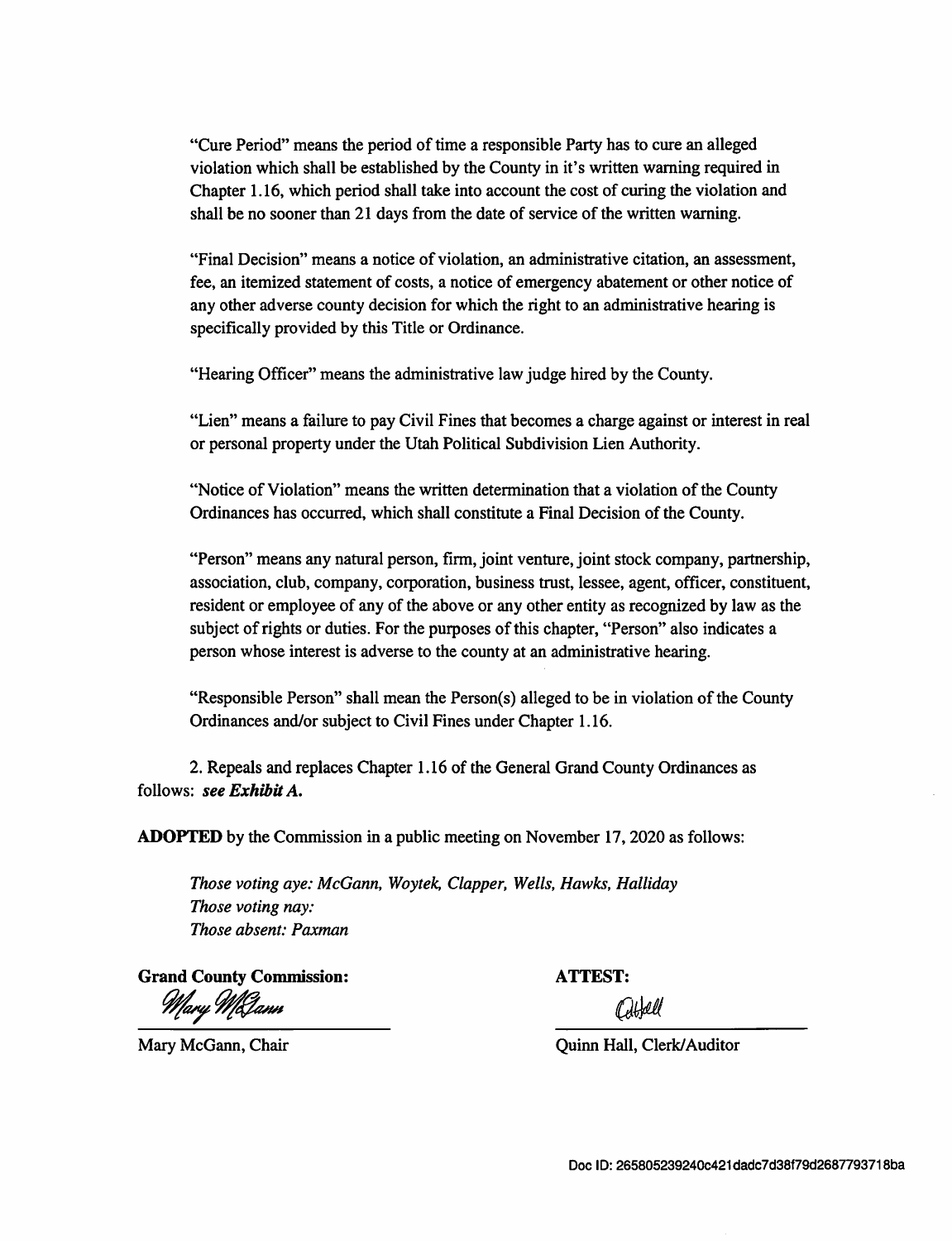"Cure Period" means the period of time a responsible Party has to cure an alleged violation which shall be established by the County in it's written warning required in Chapter 1.16, which period shall take into account the cost of curing the violation and shall be no sooner than 21 days from the date of service of the written warning.

"Final Decision" means a notice of violation, an administrative citation, an assessment, fee, an itemized statement of costs, a notice of emergency abatement or other notice of any other adverse county decision for which the right to an administrative hearing is specifically provided by this Title or Ordinance.

"Hearing Officer" means the administrative law judge hired by the County.

"Lien" means a failure to pay Civil Fines that becomes a charge against or interest in real or personal property under the Utah Political Subdivision Lien Authority.

"Notice of Violation" means the written determination that a violation of the County Ordinances has occurred, which shall constitute a Final Decision of the County.

"Person" means any natural person, firm, joint venture, joint stock company, partnership, association, club, company, corporation, business trust, lessee, agent, officer, constituent, resident or employee of any of the above or any other entity as recognized by law as the subject of rights or duties. For the purposes of this chapter, "Person" also indicates a person whose interest is adverse to the county at an administrative hearing.

"Responsible Person" shall mean the Person(s) alleged to be in violation of the County Ordinances and/or subject to Civil Fines under Chapter 1.16.

2. Repeals and replaces Chapter 1.16 of the General Grand County Ordinances as follows: ***see Exhibit A.***

**ADOPTED** by the Commission in a public meeting on November 17, 2020 as follows:

*Those voting aye: McGann, Woytek, Clapper, Wells, Hawks, Halliday*
*Those voting nay:*
*Those absent: Paxman*

**Grand County Commission:**

Mary McGann, Chair

**ATTEST:**

Quinn Hall, Clerk/Auditor

Doc ID: 265805239240c421dadc7d38f79d268779371 8ba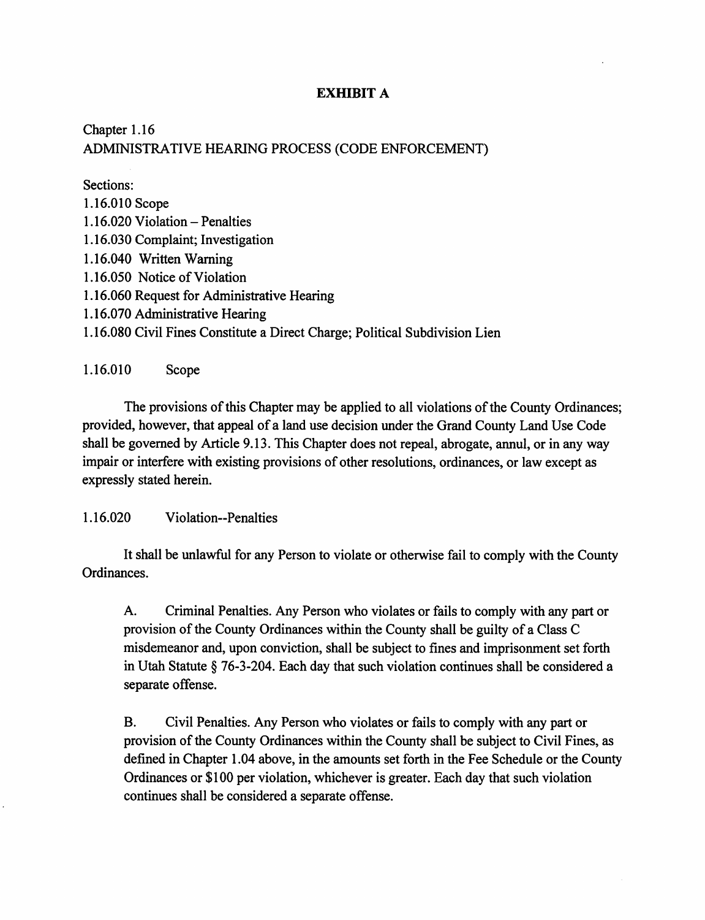**EXHIBIT A**

Chapter 1.16
ADMINISTRATIVE HEARING PROCESS (CODE ENFORCEMENT)

Sections:
1.16.010 Scope
1.16.020 Violation – Penalties
1.16.030 Complaint; Investigation
1.16.040 Written Warning
1.16.050 Notice of Violation
1.16.060 Request for Administrative Hearing
1.16.070 Administrative Hearing
1.16.080 Civil Fines Constitute a Direct Charge; Political Subdivision Lien

1.16.010 Scope

The provisions of this Chapter may be applied to all violations of the County Ordinances; provided, however, that appeal of a land use decision under the Grand County Land Use Code shall be governed by Article 9.13. This Chapter does not repeal, abrogate, annul, or in any way impair or interfere with existing provisions of other resolutions, ordinances, or law except as expressly stated herein.

1.16.020 Violation--Penalties

It shall be unlawful for any Person to violate or otherwise fail to comply with the County Ordinances.

A. Criminal Penalties. Any Person who violates or fails to comply with any part or provision of the County Ordinances within the County shall be guilty of a Class C misdemeanor and, upon conviction, shall be subject to fines and imprisonment set forth in Utah Statute § 76-3-204. Each day that such violation continues shall be considered a separate offense.

B. Civil Penalties. Any Person who violates or fails to comply with any part or provision of the County Ordinances within the County shall be subject to Civil Fines, as defined in Chapter 1.04 above, in the amounts set forth in the Fee Schedule or the County Ordinances or $100 per violation, whichever is greater. Each day that such violation continues shall be considered a separate offense.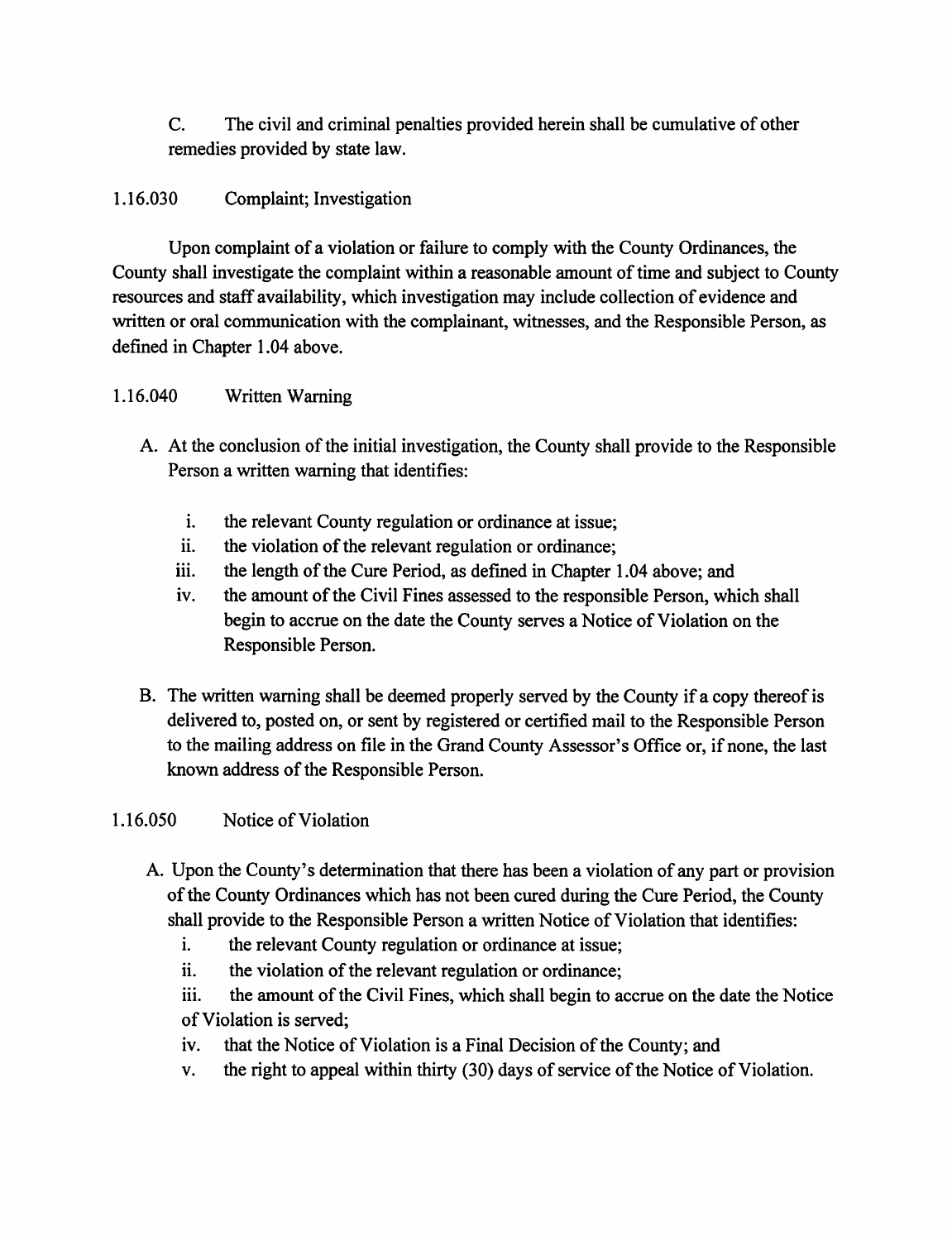C. The civil and criminal penalties provided herein shall be cumulative of other remedies provided by state law.

### 1.16.030 Complaint; Investigation

Upon complaint of a violation or failure to comply with the County Ordinances, the County shall investigate the complaint within a reasonable amount of time and subject to County resources and staff availability, which investigation may include collection of evidence and written or oral communication with the complainant, witnesses, and the Responsible Person, as defined in Chapter 1.04 above.

### 1.16.040 Written Warning

A. At the conclusion of the initial investigation, the County shall provide to the Responsible Person a written warning that identifies:

   i. the relevant County regulation or ordinance at issue;
   ii. the violation of the relevant regulation or ordinance;
   iii. the length of the Cure Period, as defined in Chapter 1.04 above; and
   iv. the amount of the Civil Fines assessed to the responsible Person, which shall begin to accrue on the date the County serves a Notice of Violation on the Responsible Person.

B. The written warning shall be deemed properly served by the County if a copy thereof is delivered to, posted on, or sent by registered or certified mail to the Responsible Person to the mailing address on file in the Grand County Assessor's Office or, if none, the last known address of the Responsible Person.

### 1.16.050 Notice of Violation

A. Upon the County's determination that there has been a violation of any part or provision of the County Ordinances which has not been cured during the Cure Period, the County shall provide to the Responsible Person a written Notice of Violation that identifies:

   i. the relevant County regulation or ordinance at issue;
   ii. the violation of the relevant regulation or ordinance;
   iii. the amount of the Civil Fines, which shall begin to accrue on the date the Notice of Violation is served;
   iv. that the Notice of Violation is a Final Decision of the County; and
   v. the right to appeal within thirty (30) days of service of the Notice of Violation.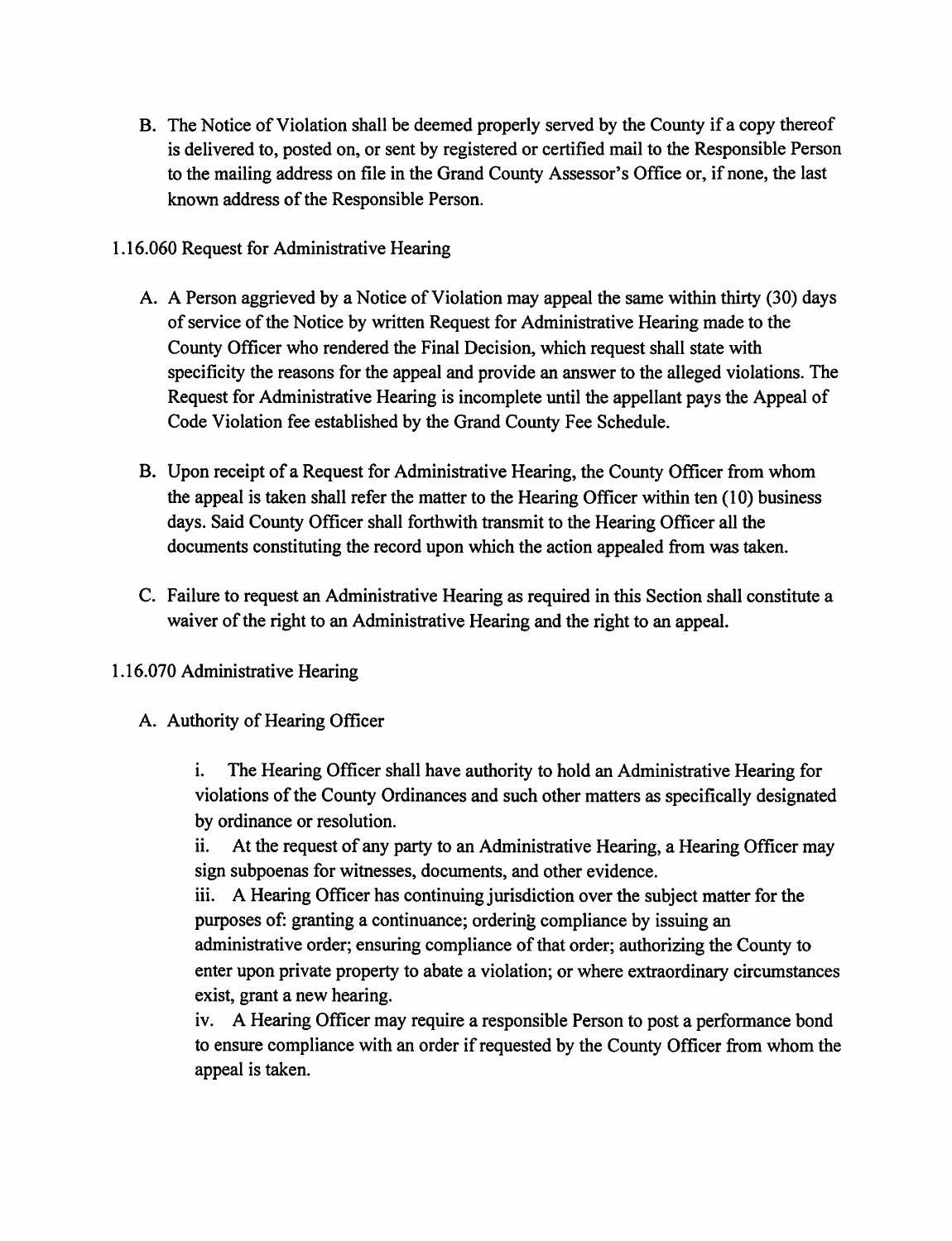B. The Notice of Violation shall be deemed properly served by the County if a copy thereof is delivered to, posted on, or sent by registered or certified mail to the Responsible Person to the mailing address on file in the Grand County Assessor's Office or, if none, the last known address of the Responsible Person.

1.16.060 Request for Administrative Hearing

A. A Person aggrieved by a Notice of Violation may appeal the same within thirty (30) days of service of the Notice by written Request for Administrative Hearing made to the County Officer who rendered the Final Decision, which request shall state with specificity the reasons for the appeal and provide an answer to the alleged violations. The Request for Administrative Hearing is incomplete until the appellant pays the Appeal of Code Violation fee established by the Grand County Fee Schedule.

B. Upon receipt of a Request for Administrative Hearing, the County Officer from whom the appeal is taken shall refer the matter to the Hearing Officer within ten (10) business days. Said County Officer shall forthwith transmit to the Hearing Officer all the documents constituting the record upon which the action appealed from was taken.

C. Failure to request an Administrative Hearing as required in this Section shall constitute a waiver of the right to an Administrative Hearing and the right to an appeal.

1.16.070 Administrative Hearing

A. Authority of Hearing Officer

i. The Hearing Officer shall have authority to hold an Administrative Hearing for violations of the County Ordinances and such other matters as specifically designated by ordinance or resolution.

ii. At the request of any party to an Administrative Hearing, a Hearing Officer may sign subpoenas for witnesses, documents, and other evidence.

iii. A Hearing Officer has continuing jurisdiction over the subject matter for the purposes of: granting a continuance; ordering compliance by issuing an administrative order; ensuring compliance of that order; authorizing the County to enter upon private property to abate a violation; or where extraordinary circumstances exist, grant a new hearing.

iv. A Hearing Officer may require a responsible Person to post a performance bond to ensure compliance with an order if requested by the County Officer from whom the appeal is taken.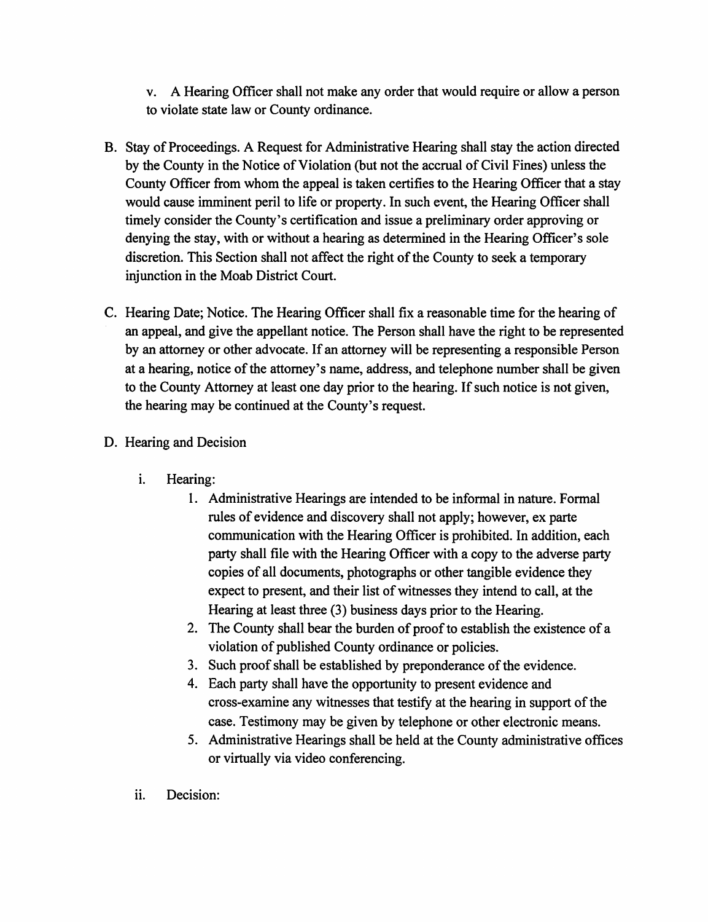v. A Hearing Officer shall not make any order that would require or allow a person to violate state law or County ordinance.

B. Stay of Proceedings. A Request for Administrative Hearing shall stay the action directed by the County in the Notice of Violation (but not the accrual of Civil Fines) unless the County Officer from whom the appeal is taken certifies to the Hearing Officer that a stay would cause imminent peril to life or property. In such event, the Hearing Officer shall timely consider the County's certification and issue a preliminary order approving or denying the stay, with or without a hearing as determined in the Hearing Officer's sole discretion. This Section shall not affect the right of the County to seek a temporary injunction in the Moab District Court.

C. Hearing Date; Notice. The Hearing Officer shall fix a reasonable time for the hearing of an appeal, and give the appellant notice. The Person shall have the right to be represented by an attorney or other advocate. If an attorney will be representing a responsible Person at a hearing, notice of the attorney's name, address, and telephone number shall be given to the County Attorney at least one day prior to the hearing. If such notice is not given, the hearing may be continued at the County's request.

D. Hearing and Decision

   i. Hearing:

      1. Administrative Hearings are intended to be informal in nature. Formal rules of evidence and discovery shall not apply; however, ex parte communication with the Hearing Officer is prohibited. In addition, each party shall file with the Hearing Officer with a copy to the adverse party copies of all documents, photographs or other tangible evidence they expect to present, and their list of witnesses they intend to call, at the Hearing at least three (3) business days prior to the Hearing.
      2. The County shall bear the burden of proof to establish the existence of a violation of published County ordinance or policies.
      3. Such proof shall be established by preponderance of the evidence.
      4. Each party shall have the opportunity to present evidence and cross-examine any witnesses that testify at the hearing in support of the case. Testimony may be given by telephone or other electronic means.
      5. Administrative Hearings shall be held at the County administrative offices or virtually via video conferencing.

   ii. Decision: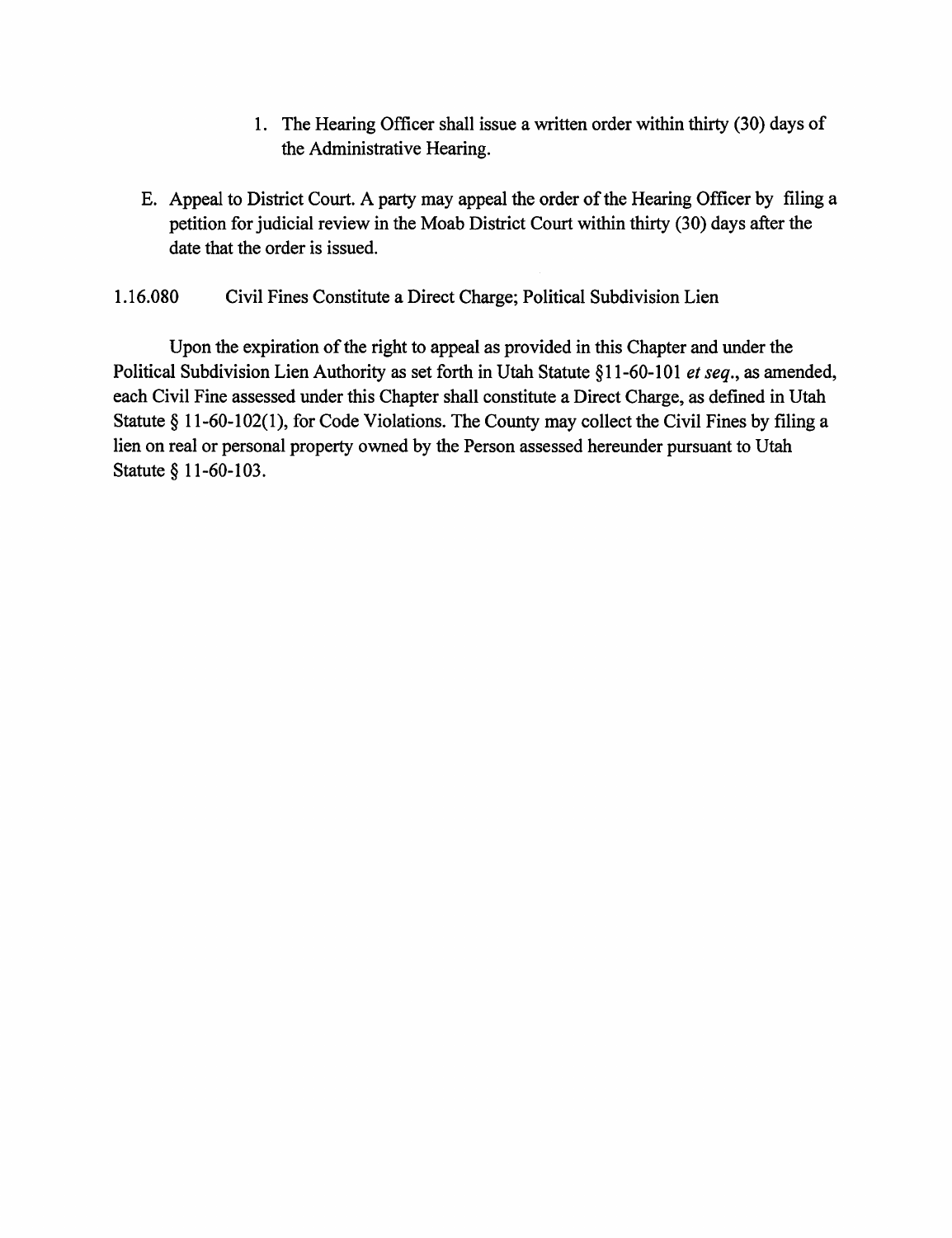1. The Hearing Officer shall issue a written order within thirty (30) days of the Administrative Hearing.

E. Appeal to District Court. A party may appeal the order of the Hearing Officer by filing a petition for judicial review in the Moab District Court within thirty (30) days after the date that the order is issued.

1.16.080 Civil Fines Constitute a Direct Charge; Political Subdivision Lien

Upon the expiration of the right to appeal as provided in this Chapter and under the Political Subdivision Lien Authority as set forth in Utah Statute §11-60-101 *et seq.*, as amended, each Civil Fine assessed under this Chapter shall constitute a Direct Charge, as defined in Utah Statute § 11-60-102(1), for Code Violations. The County may collect the Civil Fines by filing a lien on real or personal property owned by the Person assessed hereunder pursuant to Utah Statute § 11-60-103.